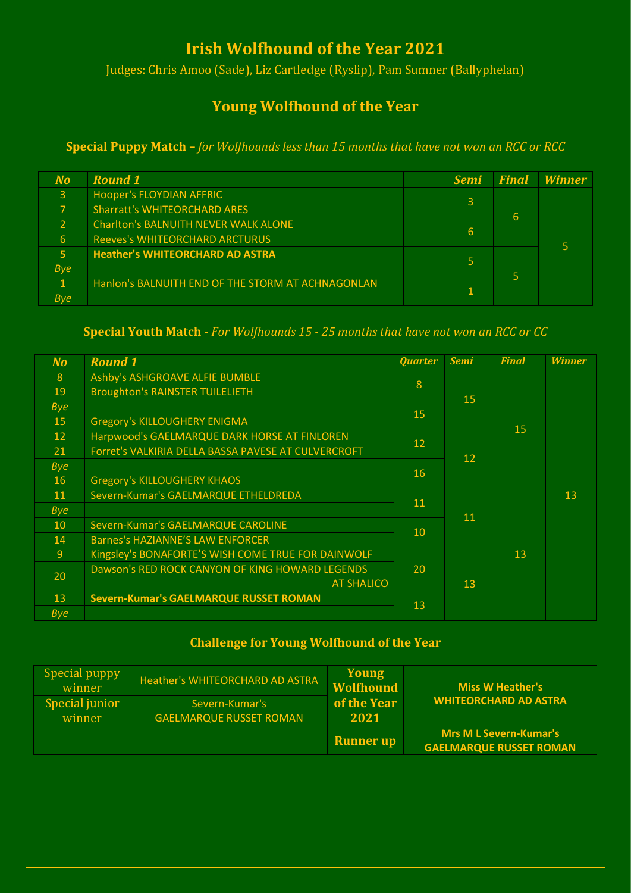# Irish Wolfhound of the Year 2021

Judges: Chris Amoo (Sade), Liz Cartledge (Ryslip), Pam Sumner (Ballyphelan)

## Young Wolfhound of the Year

### Special Puppy Match – *for Wolfhounds less than 15 months that have not won an RCC or RCC*

| *No* | *Round 1* | | *Semi* | *Final* | *Winner* |
|---|---|---|---|---|---|
| 3 | Hooper's FLOYDIAN AFFRIC | | 3 | 6 | 5 |
| 7 | Sharratt's WHITEORCHARD ARES | | | | |
| 2 | Charlton's BALNUITH NEVER WALK ALONE | | 6 | | |
| 6 | Reeves's WHITEORCHARD ARCTURUS | | | | |
| **5** | **Heather's WHITEORCHARD AD ASTRA** | | 5 | 5 | |
| *Bye* | | | | | |
| 1 | Hanlon's BALNUITH END OF THE STORM AT ACHNAGONLAN | | 1 | | |
| *Bye* | | | | | |

### Special Youth Match - *For Wolfhounds 15 - 25 months that have not won an RCC or CC*

| *No* | *Round 1* | *Quarter* | *Semi* | *Final* | *Winner* |
|---|---|---|---|---|---|
| 8 | Ashby's ASHGROAVE ALFIE BUMBLE | 8 | 15 | 15 | 13 |
| 19 | Broughton's RAINSTER TUILELIETH | | | | |
| *Bye* | | 15 | | | |
| 15 | Gregory's KILLOUGHERY ENIGMA | | | | |
| 12 | Harpwood's GAELMARQUE DARK HORSE AT FINLOREN | 12 | 12 | | |
| 21 | Forret's VALKIRIA DELLA BASSA PAVESE AT CULVERCROFT | | | | |
| *Bye* | | 16 | | | |
| 16 | Gregory's KILLOUGHERY KHAOS | | | | |
| 11 | Severn-Kumar's GAELMARQUE ETHELDREDA | 11 | 11 | 13 | |
| *Bye* | | | | | |
| 10 | Severn-Kumar's GAELMARQUE CAROLINE | 10 | | | |
| 14 | Barnes's HAZIANNE'S LAW ENFORCER | | | | |
| 9 | Kingsley's BONAFORTE'S WISH COME TRUE FOR DAINWOLF | 20 | 13 | | |
| 20 | Dawson's RED ROCK CANYON OF KING HOWARD LEGENDS AT SHALICO | | | | |
| **13** | **Severn-Kumar's GAELMARQUE RUSSET ROMAN** | 13 | | | |
| *Bye* | | | | | |

### Challenge for Young Wolfhound of the Year

| | | | |
|---|---|---|---|
| Special puppy winner | Heather's WHITEORCHARD AD ASTRA | **Young Wolfhound of the Year 2021** | **Miss W Heather's WHITEORCHARD AD ASTRA** |
| Special junior winner | Severn-Kumar's GAELMARQUE RUSSET ROMAN | | |
| | | **Runner up** | **Mrs M L Severn-Kumar's GAELMARQUE RUSSET ROMAN** |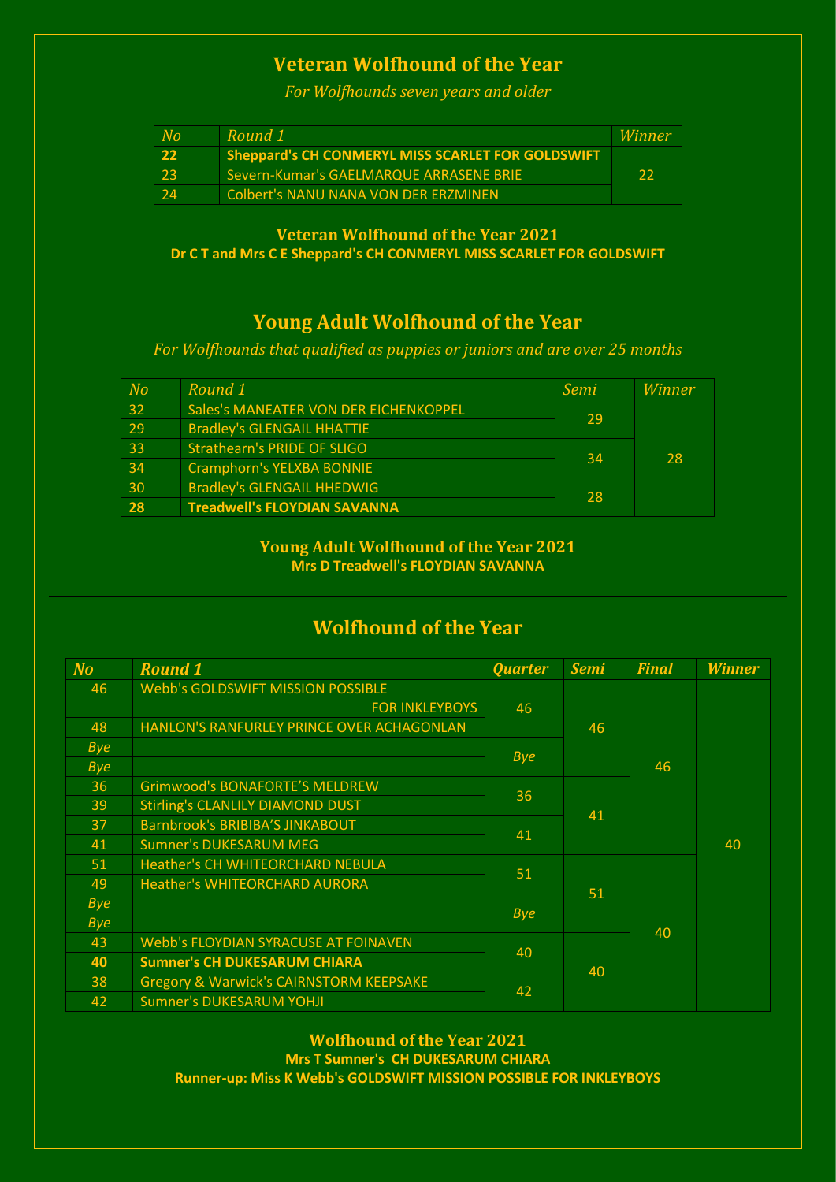## Veteran Wolfhound of the Year

*For Wolfhounds seven years and older*

| No | Round 1 | Winner |
|---|---|---|
| **22** | **Sheppard's CH CONMERYL MISS SCARLET FOR GOLDSWIFT** | 22 |
| 23 | Severn-Kumar's GAELMARQUE ARRASENE BRIE | |
| 24 | Colbert's NANU NANA VON DER ERZMINEN | |

**Veteran Wolfhound of the Year 2021**
**Dr C T and Mrs C E Sheppard's CH CONMERYL MISS SCARLET FOR GOLDSWIFT**

---

## Young Adult Wolfhound of the Year

*For Wolfhounds that qualified as puppies or juniors and are over 25 months*

| No | Round 1 | Semi | Winner |
|---|---|---|---|
| 32 | Sales's MANEATER VON DER EICHENKOPPEL | 29 | 28 |
| 29 | Bradley's GLENGAIL HHATTIE | | |
| 33 | Strathearn's PRIDE OF SLIGO | 34 | |
| 34 | Cramphorn's YELXBA BONNIE | | |
| 30 | Bradley's GLENGAIL HHEDWIG | 28 | |
| **28** | **Treadwell's FLOYDIAN SAVANNA** | | |

**Young Adult Wolfhound of the Year 2021**
**Mrs D Treadwell's FLOYDIAN SAVANNA**

---

## Wolfhound of the Year

| ***No*** | ***Round 1*** | ***Quarter*** | ***Semi*** | ***Final*** | ***Winner*** |
|---|---|---|---|---|---|
| 46 | Webb's GOLDSWIFT MISSION POSSIBLE FOR INKLEYBOYS | 46 | 46 | 46 | 40 |
| 48 | HANLON'S RANFURLEY PRINCE OVER ACHAGONLAN | | | | |
| *Bye* | | *Bye* | | | |
| *Bye* | | | | | |
| 36 | Grimwood's BONAFORTE'S MELDREW | 36 | 41 | | |
| 39 | Stirling's CLANLILY DIAMOND DUST | | | | |
| 37 | Barnbrook's BRIBIBA'S JINKABOUT | 41 | | | |
| 41 | Sumner's DUKESARUM MEG | | | | |
| 51 | Heather's CH WHITEORCHARD NEBULA | 51 | 51 | 40 | |
| 49 | Heather's WHITEORCHARD AURORA | | | | |
| *Bye* | | *Bye* | | | |
| *Bye* | | | | | |
| 43 | Webb's FLOYDIAN SYRACUSE AT FOINAVEN | 40 | 40 | | |
| **40** | **Sumner's CH DUKESARUM CHIARA** | | | | |
| 38 | Gregory & Warwick's CAIRNSTORM KEEPSAKE | 42 | | | |
| 42 | Sumner's DUKESARUM YOHJI | | | | |

**Wolfhound of the Year 2021**
**Mrs T Sumner's CH DUKESARUM CHIARA**
**Runner-up: Miss K Webb's GOLDSWIFT MISSION POSSIBLE FOR INKLEYBOYS**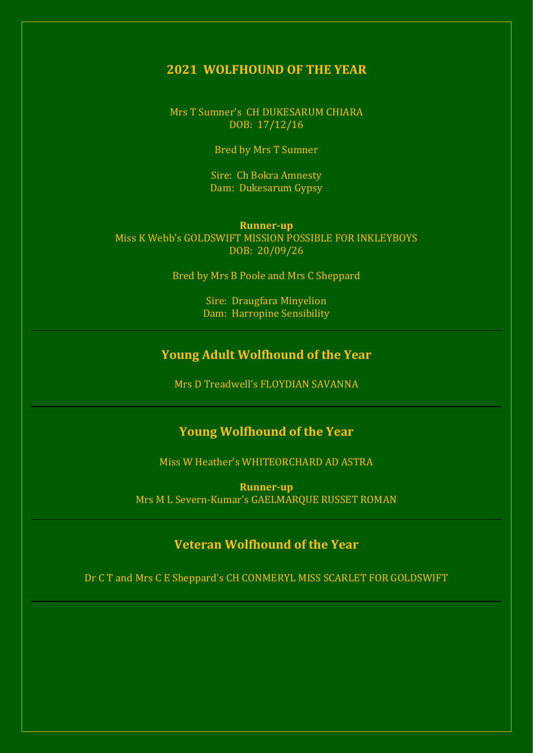## 2021 WOLFHOUND OF THE YEAR

Mrs T Sumner's CH DUKESARUM CHIARA
DOB: 17/12/16

Bred by Mrs T Sumner

Sire: Ch Bokra Amnesty
Dam: Dukesarum Gypsy

**Runner-up**
Miss K Webb's GOLDSWIFT MISSION POSSIBLE FOR INKLEYBOYS
DOB: 20/09/26

Bred by Mrs B Poole and Mrs C Sheppard

Sire: Draugfara Minyelion
Dam: Harropine Sensibility

---

## Young Adult Wolfhound of the Year

Mrs D Treadwell's FLOYDIAN SAVANNA

---

## Young Wolfhound of the Year

Miss W Heather's WHITEORCHARD AD ASTRA

**Runner-up**
Mrs M L Severn-Kumar's GAELMARQUE RUSSET ROMAN

---

## Veteran Wolfhound of the Year

Dr C T and Mrs C E Sheppard's CH CONMERYL MISS SCARLET FOR GOLDSWIFT

---